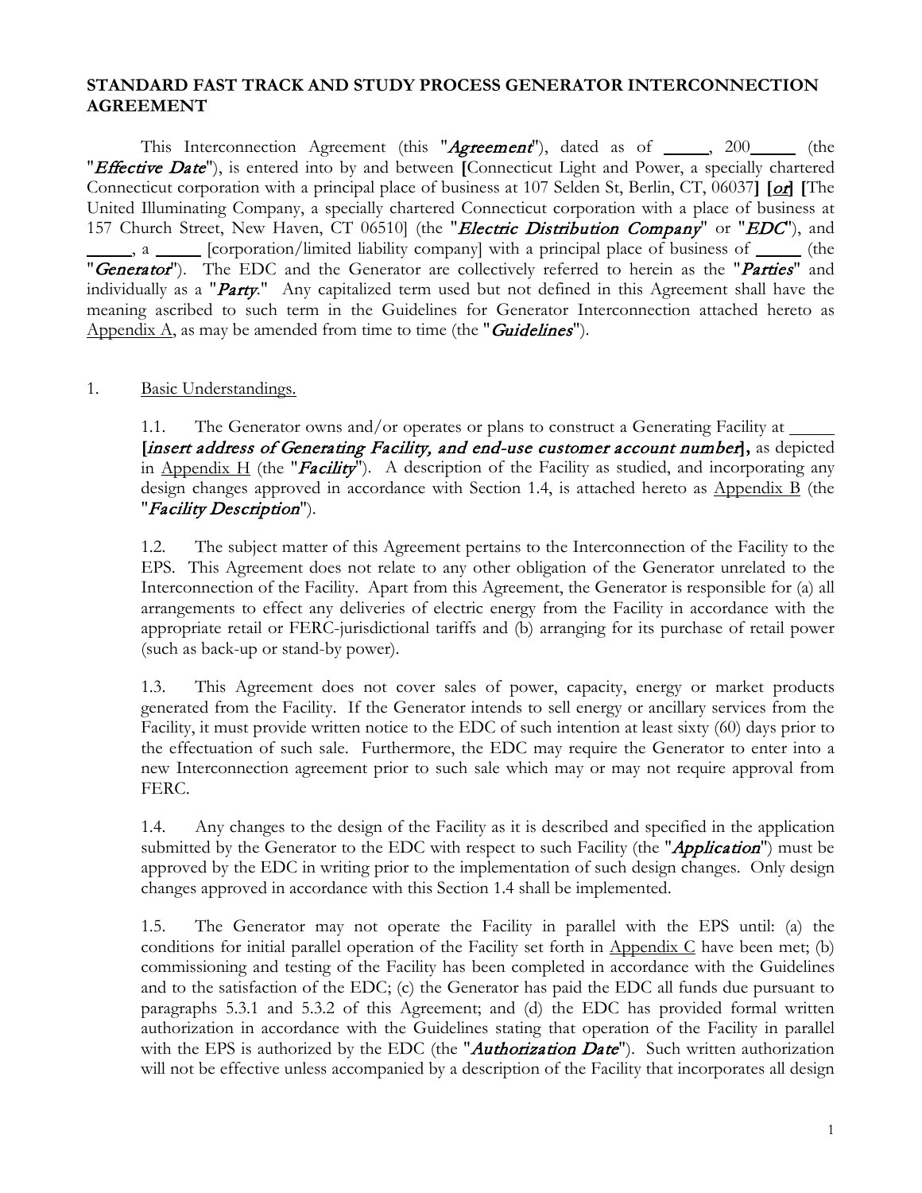**STANDARD FAST TRACK AND STUDY PROCESS GENERATOR INTERCONNECTION AGREEMENT**

This Interconnection Agreement (this "*Agreement*"), dated as of _____, 200_____ (the "*Effective Date*"), is entered into by and between **[**Connecticut Light and Power, a specially chartered Connecticut corporation with a principal place of business at 107 Selden St, Berlin, CT, 06037**]** **[**<u>*or*</u>**]** **[**The United Illuminating Company, a specially chartered Connecticut corporation with a place of business at 157 Church Street, New Haven, CT 06510] (the "*Electric Distribution Company*" or "*EDC*"), and _____, a _____ [corporation/limited liability company] with a principal place of business of _____ (the "*Generator*"). The EDC and the Generator are collectively referred to herein as the "*Parties*" and individually as a "*Party*." Any capitalized term used but not defined in this Agreement shall have the meaning ascribed to such term in the Guidelines for Generator Interconnection attached hereto as <u>Appendix A</u>, as may be amended from time to time (the "*Guidelines*").

1. <u>Basic Understandings.</u>

1.1. The Generator owns and/or operates or plans to construct a Generating Facility at _____ **[***insert address of Generating Facility, and end-use customer account number***],** as depicted in <u>Appendix H</u> (the "*Facility*"). A description of the Facility as studied, and incorporating any design changes approved in accordance with Section 1.4, is attached hereto as <u>Appendix B</u> (the "*Facility Description*").

1.2. The subject matter of this Agreement pertains to the Interconnection of the Facility to the EPS. This Agreement does not relate to any other obligation of the Generator unrelated to the Interconnection of the Facility. Apart from this Agreement, the Generator is responsible for (a) all arrangements to effect any deliveries of electric energy from the Facility in accordance with the appropriate retail or FERC-jurisdictional tariffs and (b) arranging for its purchase of retail power (such as back-up or stand-by power).

1.3. This Agreement does not cover sales of power, capacity, energy or market products generated from the Facility. If the Generator intends to sell energy or ancillary services from the Facility, it must provide written notice to the EDC of such intention at least sixty (60) days prior to the effectuation of such sale. Furthermore, the EDC may require the Generator to enter into a new Interconnection agreement prior to such sale which may or may not require approval from FERC.

1.4. Any changes to the design of the Facility as it is described and specified in the application submitted by the Generator to the EDC with respect to such Facility (the "*Application*") must be approved by the EDC in writing prior to the implementation of such design changes. Only design changes approved in accordance with this Section 1.4 shall be implemented.

1.5. The Generator may not operate the Facility in parallel with the EPS until: (a) the conditions for initial parallel operation of the Facility set forth in <u>Appendix C</u> have been met; (b) commissioning and testing of the Facility has been completed in accordance with the Guidelines and to the satisfaction of the EDC; (c) the Generator has paid the EDC all funds due pursuant to paragraphs 5.3.1 and 5.3.2 of this Agreement; and (d) the EDC has provided formal written authorization in accordance with the Guidelines stating that operation of the Facility in parallel with the EPS is authorized by the EDC (the "*Authorization Date*"). Such written authorization will not be effective unless accompanied by a description of the Facility that incorporates all design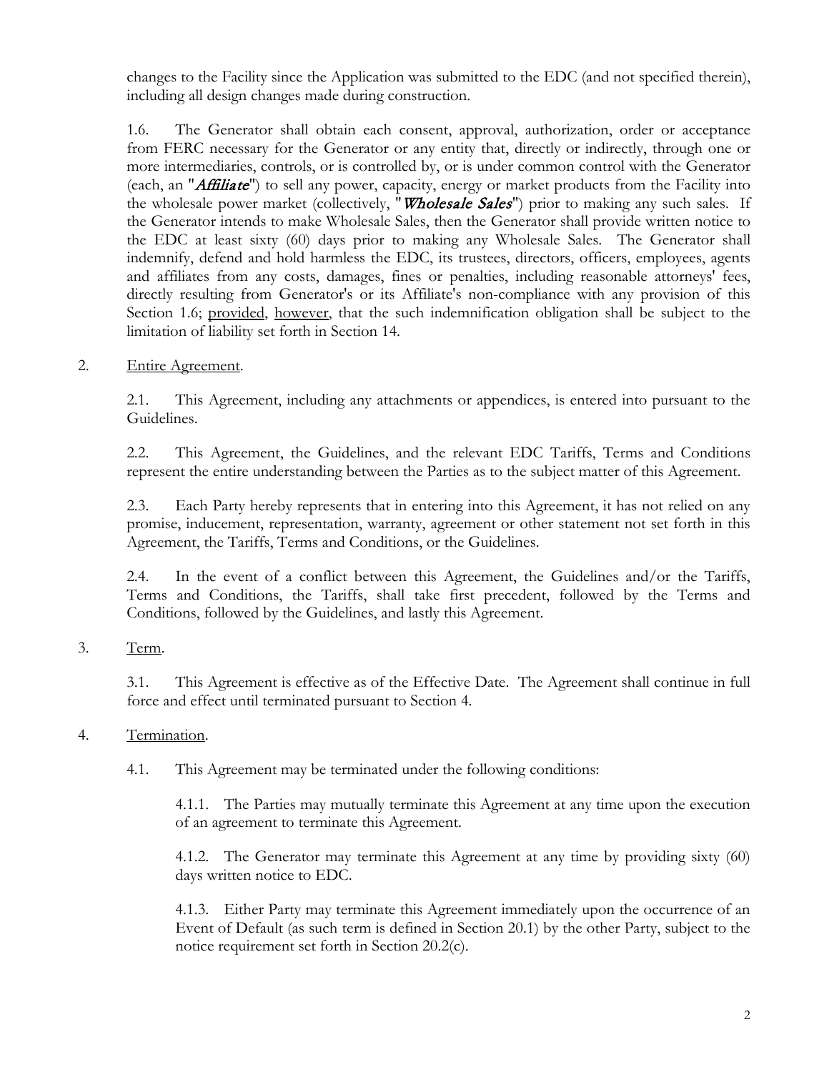changes to the Facility since the Application was submitted to the EDC (and not specified therein), including all design changes made during construction.

1.6. The Generator shall obtain each consent, approval, authorization, order or acceptance from FERC necessary for the Generator or any entity that, directly or indirectly, through one or more intermediaries, controls, or is controlled by, or is under common control with the Generator (each, an "***Affiliate***") to sell any power, capacity, energy or market products from the Facility into the wholesale power market (collectively, "***Wholesale Sales***") prior to making any such sales. If the Generator intends to make Wholesale Sales, then the Generator shall provide written notice to the EDC at least sixty (60) days prior to making any Wholesale Sales. The Generator shall indemnify, defend and hold harmless the EDC, its trustees, directors, officers, employees, agents and affiliates from any costs, damages, fines or penalties, including reasonable attorneys' fees, directly resulting from Generator's or its Affiliate's non-compliance with any provision of this Section 1.6; provided, however, that the such indemnification obligation shall be subject to the limitation of liability set forth in Section 14.

2. Entire Agreement.

2.1. This Agreement, including any attachments or appendices, is entered into pursuant to the Guidelines.

2.2. This Agreement, the Guidelines, and the relevant EDC Tariffs, Terms and Conditions represent the entire understanding between the Parties as to the subject matter of this Agreement.

2.3. Each Party hereby represents that in entering into this Agreement, it has not relied on any promise, inducement, representation, warranty, agreement or other statement not set forth in this Agreement, the Tariffs, Terms and Conditions, or the Guidelines.

2.4. In the event of a conflict between this Agreement, the Guidelines and/or the Tariffs, Terms and Conditions, the Tariffs, shall take first precedent, followed by the Terms and Conditions, followed by the Guidelines, and lastly this Agreement.

3. Term.

3.1. This Agreement is effective as of the Effective Date. The Agreement shall continue in full force and effect until terminated pursuant to Section 4.

4. Termination.

4.1. This Agreement may be terminated under the following conditions:

4.1.1. The Parties may mutually terminate this Agreement at any time upon the execution of an agreement to terminate this Agreement.

4.1.2. The Generator may terminate this Agreement at any time by providing sixty (60) days written notice to EDC.

4.1.3. Either Party may terminate this Agreement immediately upon the occurrence of an Event of Default (as such term is defined in Section 20.1) by the other Party, subject to the notice requirement set forth in Section 20.2(c).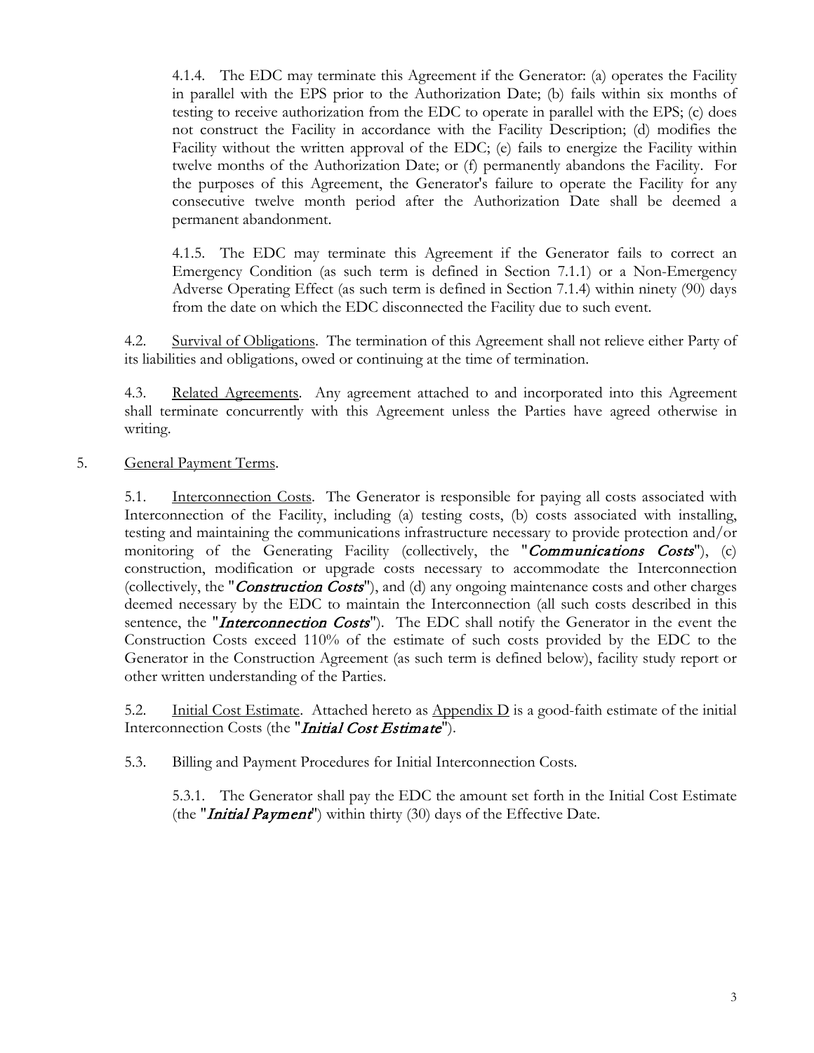4.1.4. The EDC may terminate this Agreement if the Generator: (a) operates the Facility in parallel with the EPS prior to the Authorization Date; (b) fails within six months of testing to receive authorization from the EDC to operate in parallel with the EPS; (c) does not construct the Facility in accordance with the Facility Description; (d) modifies the Facility without the written approval of the EDC; (e) fails to energize the Facility within twelve months of the Authorization Date; or (f) permanently abandons the Facility. For the purposes of this Agreement, the Generator's failure to operate the Facility for any consecutive twelve month period after the Authorization Date shall be deemed a permanent abandonment.

4.1.5. The EDC may terminate this Agreement if the Generator fails to correct an Emergency Condition (as such term is defined in Section 7.1.1) or a Non-Emergency Adverse Operating Effect (as such term is defined in Section 7.1.4) within ninety (90) days from the date on which the EDC disconnected the Facility due to such event.

4.2. Survival of Obligations. The termination of this Agreement shall not relieve either Party of its liabilities and obligations, owed or continuing at the time of termination.

4.3. Related Agreements. Any agreement attached to and incorporated into this Agreement shall terminate concurrently with this Agreement unless the Parties have agreed otherwise in writing.

5. General Payment Terms.

5.1. Interconnection Costs. The Generator is responsible for paying all costs associated with Interconnection of the Facility, including (a) testing costs, (b) costs associated with installing, testing and maintaining the communications infrastructure necessary to provide protection and/or monitoring of the Generating Facility (collectively, the "***Communications Costs***"), (c) construction, modification or upgrade costs necessary to accommodate the Interconnection (collectively, the "***Construction Costs***"), and (d) any ongoing maintenance costs and other charges deemed necessary by the EDC to maintain the Interconnection (all such costs described in this sentence, the "***Interconnection Costs***"). The EDC shall notify the Generator in the event the Construction Costs exceed 110% of the estimate of such costs provided by the EDC to the Generator in the Construction Agreement (as such term is defined below), facility study report or other written understanding of the Parties.

5.2. Initial Cost Estimate. Attached hereto as Appendix D is a good-faith estimate of the initial Interconnection Costs (the "***Initial Cost Estimate***").

5.3. Billing and Payment Procedures for Initial Interconnection Costs.

5.3.1. The Generator shall pay the EDC the amount set forth in the Initial Cost Estimate (the "***Initial Payment***") within thirty (30) days of the Effective Date.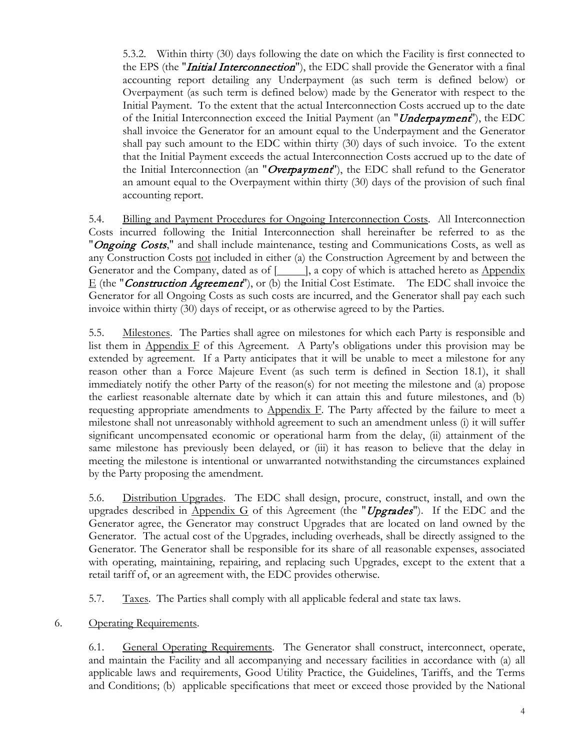5.3.2. Within thirty (30) days following the date on which the Facility is first connected to the EPS (the "***Initial Interconnection***"), the EDC shall provide the Generator with a final accounting report detailing any Underpayment (as such term is defined below) or Overpayment (as such term is defined below) made by the Generator with respect to the Initial Payment. To the extent that the actual Interconnection Costs accrued up to the date of the Initial Interconnection exceed the Initial Payment (an "***Underpayment***"), the EDC shall invoice the Generator for an amount equal to the Underpayment and the Generator shall pay such amount to the EDC within thirty (30) days of such invoice. To the extent that the Initial Payment exceeds the actual Interconnection Costs accrued up to the date of the Initial Interconnection (an "***Overpayment***"), the EDC shall refund to the Generator an amount equal to the Overpayment within thirty (30) days of the provision of such final accounting report.

5.4. <u>Billing and Payment Procedures for Ongoing Interconnection Costs</u>. All Interconnection Costs incurred following the Initial Interconnection shall hereinafter be referred to as the "***Ongoing Costs***," and shall include maintenance, testing and Communications Costs, as well as any Construction Costs <u>not</u> included in either (a) the Construction Agreement by and between the Generator and the Company, dated as of [_____], a copy of which is attached hereto as <u>Appendix E</u> (the "***Construction Agreement***"), or (b) the Initial Cost Estimate. The EDC shall invoice the Generator for all Ongoing Costs as such costs are incurred, and the Generator shall pay each such invoice within thirty (30) days of receipt, or as otherwise agreed to by the Parties.

5.5. <u>Milestones</u>. The Parties shall agree on milestones for which each Party is responsible and list them in <u>Appendix F</u> of this Agreement. A Party's obligations under this provision may be extended by agreement. If a Party anticipates that it will be unable to meet a milestone for any reason other than a Force Majeure Event (as such term is defined in Section 18.1), it shall immediately notify the other Party of the reason(s) for not meeting the milestone and (a) propose the earliest reasonable alternate date by which it can attain this and future milestones, and (b) requesting appropriate amendments to <u>Appendix F</u>. The Party affected by the failure to meet a milestone shall not unreasonably withhold agreement to such an amendment unless (i) it will suffer significant uncompensated economic or operational harm from the delay, (ii) attainment of the same milestone has previously been delayed, or (iii) it has reason to believe that the delay in meeting the milestone is intentional or unwarranted notwithstanding the circumstances explained by the Party proposing the amendment.

5.6. <u>Distribution Upgrades</u>. The EDC shall design, procure, construct, install, and own the upgrades described in <u>Appendix G</u> of this Agreement (the "***Upgrades***"). If the EDC and the Generator agree, the Generator may construct Upgrades that are located on land owned by the Generator. The actual cost of the Upgrades, including overheads, shall be directly assigned to the Generator. The Generator shall be responsible for its share of all reasonable expenses, associated with operating, maintaining, repairing, and replacing such Upgrades, except to the extent that a retail tariff of, or an agreement with, the EDC provides otherwise.

5.7. <u>Taxes</u>. The Parties shall comply with all applicable federal and state tax laws.

6. <u>Operating Requirements</u>.

6.1. <u>General Operating Requirements</u>. The Generator shall construct, interconnect, operate, and maintain the Facility and all accompanying and necessary facilities in accordance with (a) all applicable laws and requirements, Good Utility Practice, the Guidelines, Tariffs, and the Terms and Conditions; (b) applicable specifications that meet or exceed those provided by the National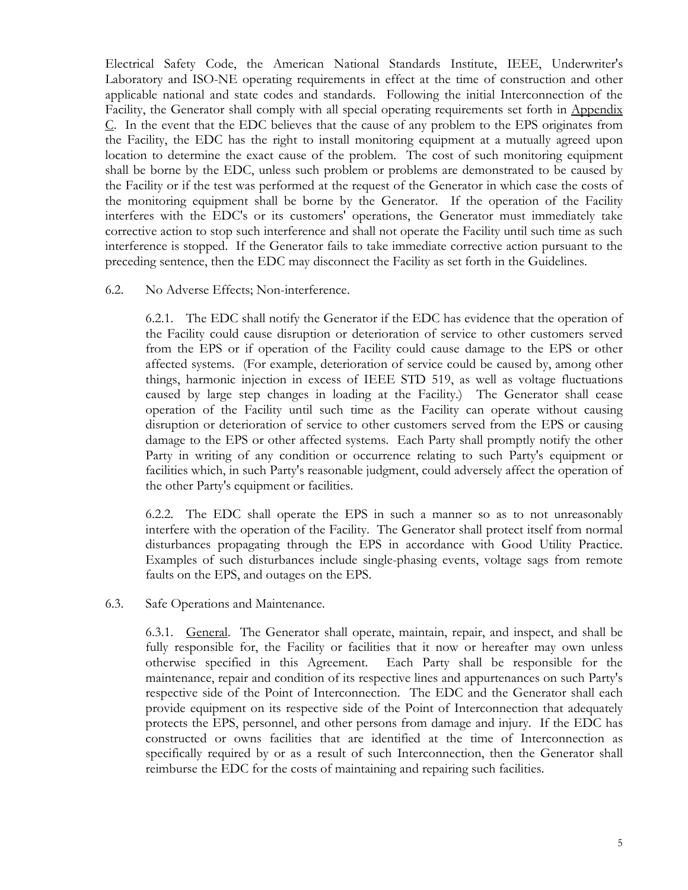Electrical Safety Code, the American National Standards Institute, IEEE, Underwriter's Laboratory and ISO-NE operating requirements in effect at the time of construction and other applicable national and state codes and standards. Following the initial Interconnection of the Facility, the Generator shall comply with all special operating requirements set forth in Appendix C. In the event that the EDC believes that the cause of any problem to the EPS originates from the Facility, the EDC has the right to install monitoring equipment at a mutually agreed upon location to determine the exact cause of the problem. The cost of such monitoring equipment shall be borne by the EDC, unless such problem or problems are demonstrated to be caused by the Facility or if the test was performed at the request of the Generator in which case the costs of the monitoring equipment shall be borne by the Generator. If the operation of the Facility interferes with the EDC's or its customers' operations, the Generator must immediately take corrective action to stop such interference and shall not operate the Facility until such time as such interference is stopped. If the Generator fails to take immediate corrective action pursuant to the preceding sentence, then the EDC may disconnect the Facility as set forth in the Guidelines.

6.2. No Adverse Effects; Non-interference.

6.2.1. The EDC shall notify the Generator if the EDC has evidence that the operation of the Facility could cause disruption or deterioration of service to other customers served from the EPS or if operation of the Facility could cause damage to the EPS or other affected systems. (For example, deterioration of service could be caused by, among other things, harmonic injection in excess of IEEE STD 519, as well as voltage fluctuations caused by large step changes in loading at the Facility.) The Generator shall cease operation of the Facility until such time as the Facility can operate without causing disruption or deterioration of service to other customers served from the EPS or causing damage to the EPS or other affected systems. Each Party shall promptly notify the other Party in writing of any condition or occurrence relating to such Party's equipment or facilities which, in such Party's reasonable judgment, could adversely affect the operation of the other Party's equipment or facilities.

6.2.2. The EDC shall operate the EPS in such a manner so as to not unreasonably interfere with the operation of the Facility. The Generator shall protect itself from normal disturbances propagating through the EPS in accordance with Good Utility Practice. Examples of such disturbances include single-phasing events, voltage sags from remote faults on the EPS, and outages on the EPS.

6.3. Safe Operations and Maintenance.

6.3.1. General. The Generator shall operate, maintain, repair, and inspect, and shall be fully responsible for, the Facility or facilities that it now or hereafter may own unless otherwise specified in this Agreement. Each Party shall be responsible for the maintenance, repair and condition of its respective lines and appurtenances on such Party's respective side of the Point of Interconnection. The EDC and the Generator shall each provide equipment on its respective side of the Point of Interconnection that adequately protects the EPS, personnel, and other persons from damage and injury. If the EDC has constructed or owns facilities that are identified at the time of Interconnection as specifically required by or as a result of such Interconnection, then the Generator shall reimburse the EDC for the costs of maintaining and repairing such facilities.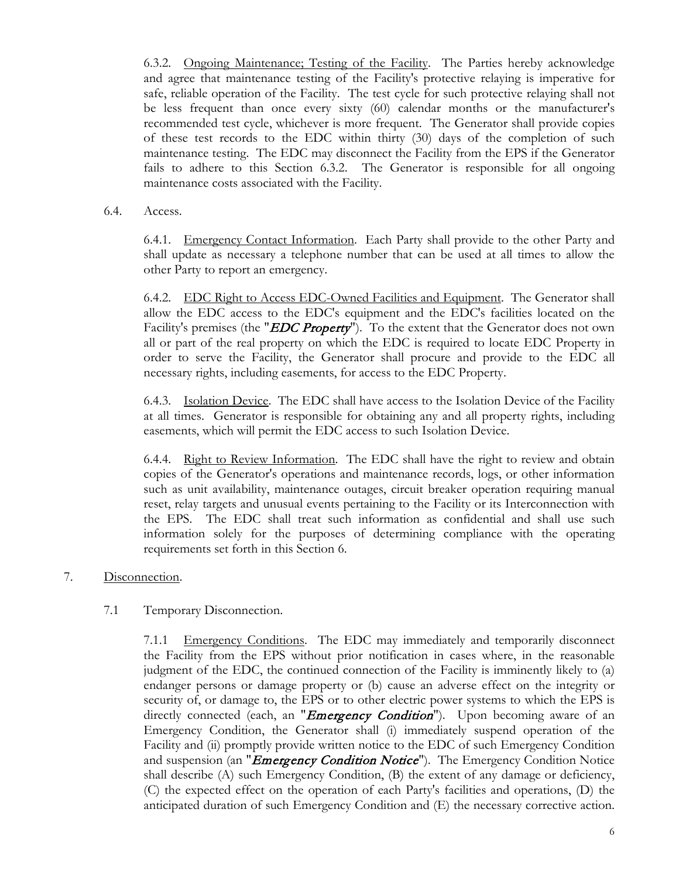6.3.2. Ongoing Maintenance; Testing of the Facility. The Parties hereby acknowledge and agree that maintenance testing of the Facility's protective relaying is imperative for safe, reliable operation of the Facility. The test cycle for such protective relaying shall not be less frequent than once every sixty (60) calendar months or the manufacturer's recommended test cycle, whichever is more frequent. The Generator shall provide copies of these test records to the EDC within thirty (30) days of the completion of such maintenance testing. The EDC may disconnect the Facility from the EPS if the Generator fails to adhere to this Section 6.3.2. The Generator is responsible for all ongoing maintenance costs associated with the Facility.

6.4. Access.

6.4.1. Emergency Contact Information. Each Party shall provide to the other Party and shall update as necessary a telephone number that can be used at all times to allow the other Party to report an emergency.

6.4.2. EDC Right to Access EDC-Owned Facilities and Equipment. The Generator shall allow the EDC access to the EDC's equipment and the EDC's facilities located on the Facility's premises (the "***EDC Property***"). To the extent that the Generator does not own all or part of the real property on which the EDC is required to locate EDC Property in order to serve the Facility, the Generator shall procure and provide to the EDC all necessary rights, including easements, for access to the EDC Property.

6.4.3. Isolation Device. The EDC shall have access to the Isolation Device of the Facility at all times. Generator is responsible for obtaining any and all property rights, including easements, which will permit the EDC access to such Isolation Device.

6.4.4. Right to Review Information. The EDC shall have the right to review and obtain copies of the Generator's operations and maintenance records, logs, or other information such as unit availability, maintenance outages, circuit breaker operation requiring manual reset, relay targets and unusual events pertaining to the Facility or its Interconnection with the EPS. The EDC shall treat such information as confidential and shall use such information solely for the purposes of determining compliance with the operating requirements set forth in this Section 6.

7. Disconnection.

7.1 Temporary Disconnection.

7.1.1 Emergency Conditions. The EDC may immediately and temporarily disconnect the Facility from the EPS without prior notification in cases where, in the reasonable judgment of the EDC, the continued connection of the Facility is imminently likely to (a) endanger persons or damage property or (b) cause an adverse effect on the integrity or security of, or damage to, the EPS or to other electric power systems to which the EPS is directly connected (each, an "***Emergency Condition***"). Upon becoming aware of an Emergency Condition, the Generator shall (i) immediately suspend operation of the Facility and (ii) promptly provide written notice to the EDC of such Emergency Condition and suspension (an "***Emergency Condition Notice***"). The Emergency Condition Notice shall describe (A) such Emergency Condition, (B) the extent of any damage or deficiency, (C) the expected effect on the operation of each Party's facilities and operations, (D) the anticipated duration of such Emergency Condition and (E) the necessary corrective action.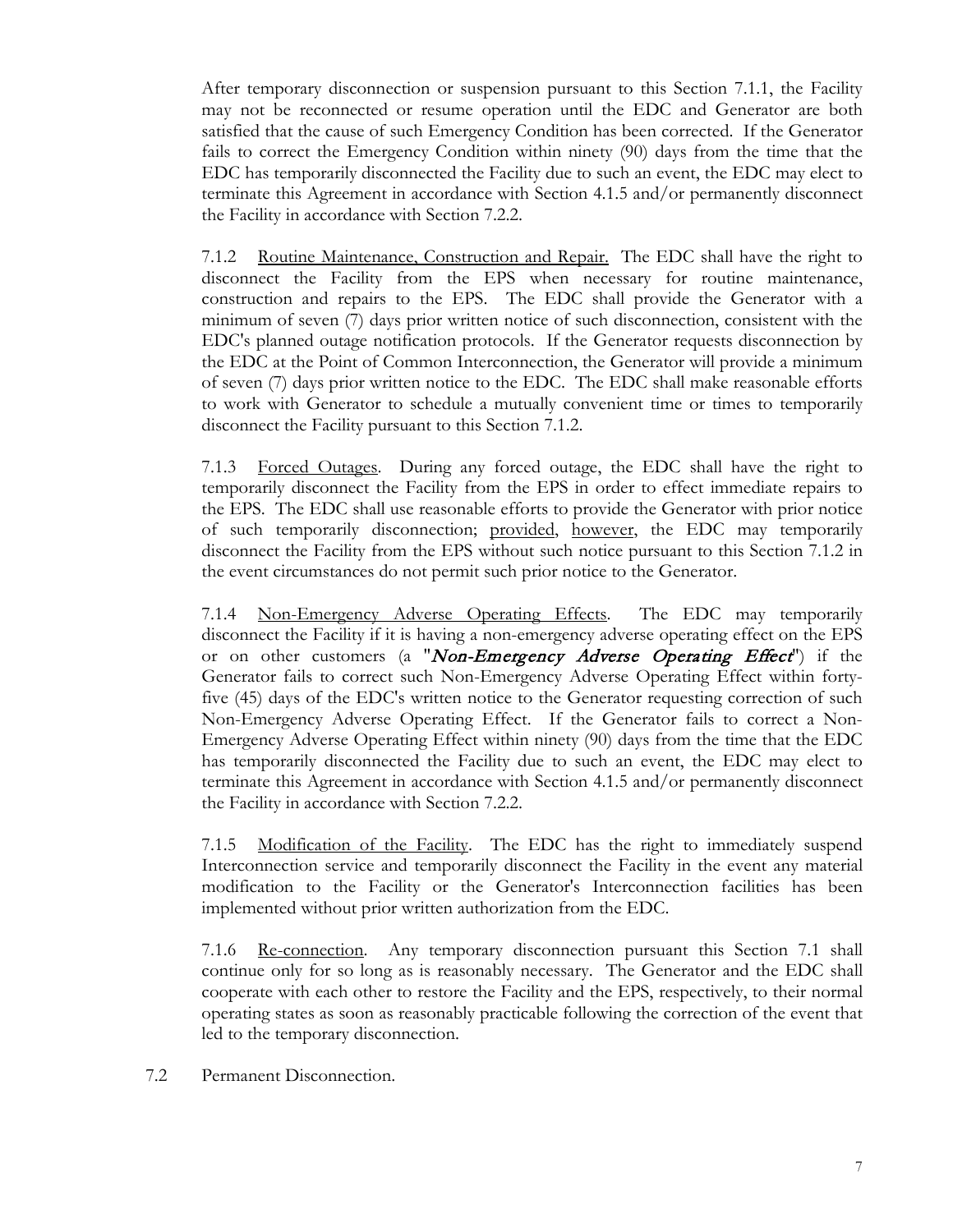After temporary disconnection or suspension pursuant to this Section 7.1.1, the Facility may not be reconnected or resume operation until the EDC and Generator are both satisfied that the cause of such Emergency Condition has been corrected. If the Generator fails to correct the Emergency Condition within ninety (90) days from the time that the EDC has temporarily disconnected the Facility due to such an event, the EDC may elect to terminate this Agreement in accordance with Section 4.1.5 and/or permanently disconnect the Facility in accordance with Section 7.2.2.

7.1.2 Routine Maintenance, Construction and Repair. The EDC shall have the right to disconnect the Facility from the EPS when necessary for routine maintenance, construction and repairs to the EPS. The EDC shall provide the Generator with a minimum of seven (7) days prior written notice of such disconnection, consistent with the EDC's planned outage notification protocols. If the Generator requests disconnection by the EDC at the Point of Common Interconnection, the Generator will provide a minimum of seven (7) days prior written notice to the EDC. The EDC shall make reasonable efforts to work with Generator to schedule a mutually convenient time or times to temporarily disconnect the Facility pursuant to this Section 7.1.2.

7.1.3 Forced Outages. During any forced outage, the EDC shall have the right to temporarily disconnect the Facility from the EPS in order to effect immediate repairs to the EPS. The EDC shall use reasonable efforts to provide the Generator with prior notice of such temporarily disconnection; provided, however, the EDC may temporarily disconnect the Facility from the EPS without such notice pursuant to this Section 7.1.2 in the event circumstances do not permit such prior notice to the Generator.

7.1.4 Non-Emergency Adverse Operating Effects. The EDC may temporarily disconnect the Facility if it is having a non-emergency adverse operating effect on the EPS or on other customers (a "***Non-Emergency Adverse Operating Effect***") if the Generator fails to correct such Non-Emergency Adverse Operating Effect within forty-five (45) days of the EDC's written notice to the Generator requesting correction of such Non-Emergency Adverse Operating Effect. If the Generator fails to correct a Non-Emergency Adverse Operating Effect within ninety (90) days from the time that the EDC has temporarily disconnected the Facility due to such an event, the EDC may elect to terminate this Agreement in accordance with Section 4.1.5 and/or permanently disconnect the Facility in accordance with Section 7.2.2.

7.1.5 Modification of the Facility. The EDC has the right to immediately suspend Interconnection service and temporarily disconnect the Facility in the event any material modification to the Facility or the Generator's Interconnection facilities has been implemented without prior written authorization from the EDC.

7.1.6 Re-connection. Any temporary disconnection pursuant this Section 7.1 shall continue only for so long as is reasonably necessary. The Generator and the EDC shall cooperate with each other to restore the Facility and the EPS, respectively, to their normal operating states as soon as reasonably practicable following the correction of the event that led to the temporary disconnection.

7.2 Permanent Disconnection.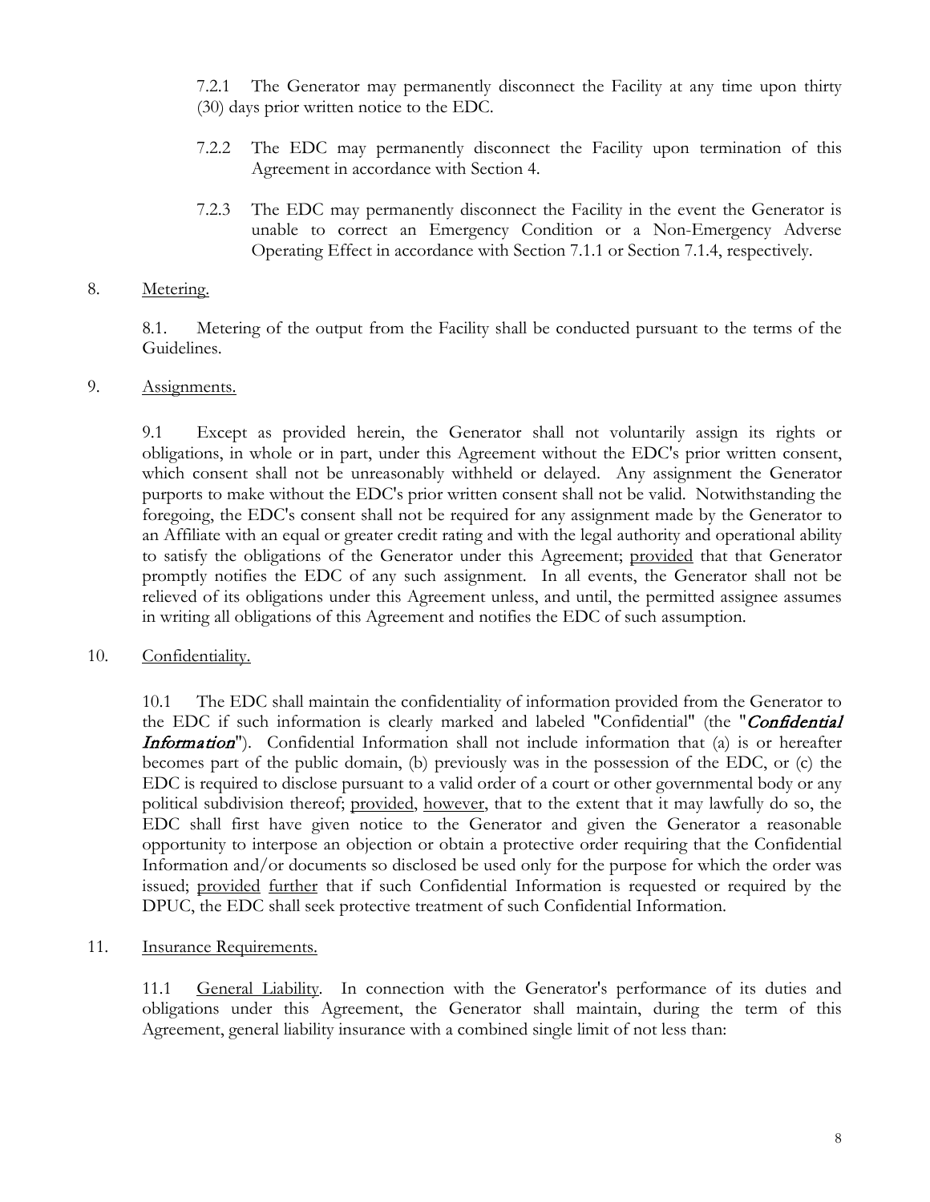7.2.1 The Generator may permanently disconnect the Facility at any time upon thirty (30) days prior written notice to the EDC.

7.2.2 The EDC may permanently disconnect the Facility upon termination of this Agreement in accordance with Section 4.

7.2.3 The EDC may permanently disconnect the Facility in the event the Generator is unable to correct an Emergency Condition or a Non-Emergency Adverse Operating Effect in accordance with Section 7.1.1 or Section 7.1.4, respectively.

8. <u>Metering.</u>

8.1. Metering of the output from the Facility shall be conducted pursuant to the terms of the Guidelines.

9. <u>Assignments.</u>

9.1 Except as provided herein, the Generator shall not voluntarily assign its rights or obligations, in whole or in part, under this Agreement without the EDC's prior written consent, which consent shall not be unreasonably withheld or delayed. Any assignment the Generator purports to make without the EDC's prior written consent shall not be valid. Notwithstanding the foregoing, the EDC's consent shall not be required for any assignment made by the Generator to an Affiliate with an equal or greater credit rating and with the legal authority and operational ability to satisfy the obligations of the Generator under this Agreement; <u>provided</u> that that Generator promptly notifies the EDC of any such assignment. In all events, the Generator shall not be relieved of its obligations under this Agreement unless, and until, the permitted assignee assumes in writing all obligations of this Agreement and notifies the EDC of such assumption.

10. <u>Confidentiality.</u>

10.1 The EDC shall maintain the confidentiality of information provided from the Generator to the EDC if such information is clearly marked and labeled "Confidential" (the "***Confidential Information***"). Confidential Information shall not include information that (a) is or hereafter becomes part of the public domain, (b) previously was in the possession of the EDC, or (c) the EDC is required to disclose pursuant to a valid order of a court or other governmental body or any political subdivision thereof; <u>provided</u>, <u>however</u>, that to the extent that it may lawfully do so, the EDC shall first have given notice to the Generator and given the Generator a reasonable opportunity to interpose an objection or obtain a protective order requiring that the Confidential Information and/or documents so disclosed be used only for the purpose for which the order was issued; <u>provided</u> <u>further</u> that if such Confidential Information is requested or required by the DPUC, the EDC shall seek protective treatment of such Confidential Information.

11. <u>Insurance Requirements.</u>

11.1 <u>General Liability</u>. In connection with the Generator's performance of its duties and obligations under this Agreement, the Generator shall maintain, during the term of this Agreement, general liability insurance with a combined single limit of not less than: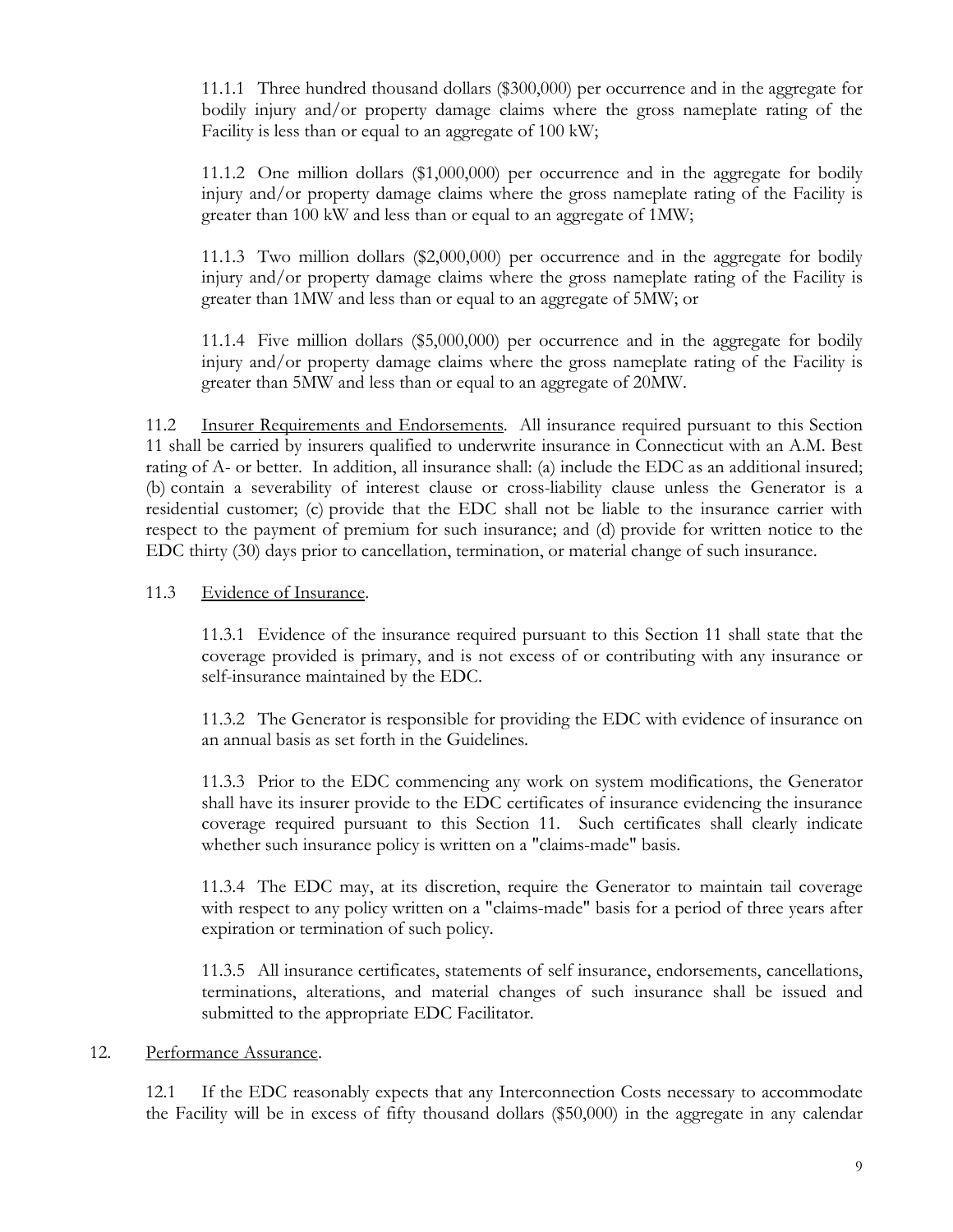11.1.1 Three hundred thousand dollars ($300,000) per occurrence and in the aggregate for bodily injury and/or property damage claims where the gross nameplate rating of the Facility is less than or equal to an aggregate of 100 kW;

11.1.2 One million dollars ($1,000,000) per occurrence and in the aggregate for bodily injury and/or property damage claims where the gross nameplate rating of the Facility is greater than 100 kW and less than or equal to an aggregate of 1MW;

11.1.3 Two million dollars ($2,000,000) per occurrence and in the aggregate for bodily injury and/or property damage claims where the gross nameplate rating of the Facility is greater than 1MW and less than or equal to an aggregate of 5MW; or

11.1.4 Five million dollars ($5,000,000) per occurrence and in the aggregate for bodily injury and/or property damage claims where the gross nameplate rating of the Facility is greater than 5MW and less than or equal to an aggregate of 20MW.

11.2 <u>Insurer Requirements and Endorsements</u>. All insurance required pursuant to this Section 11 shall be carried by insurers qualified to underwrite insurance in Connecticut with an A.M. Best rating of A- or better. In addition, all insurance shall: (a) include the EDC as an additional insured; (b) contain a severability of interest clause or cross-liability clause unless the Generator is a residential customer; (c) provide that the EDC shall not be liable to the insurance carrier with respect to the payment of premium for such insurance; and (d) provide for written notice to the EDC thirty (30) days prior to cancellation, termination, or material change of such insurance.

11.3 <u>Evidence of Insurance</u>.

11.3.1 Evidence of the insurance required pursuant to this Section 11 shall state that the coverage provided is primary, and is not excess of or contributing with any insurance or self-insurance maintained by the EDC.

11.3.2 The Generator is responsible for providing the EDC with evidence of insurance on an annual basis as set forth in the Guidelines.

11.3.3 Prior to the EDC commencing any work on system modifications, the Generator shall have its insurer provide to the EDC certificates of insurance evidencing the insurance coverage required pursuant to this Section 11. Such certificates shall clearly indicate whether such insurance policy is written on a "claims-made" basis.

11.3.4 The EDC may, at its discretion, require the Generator to maintain tail coverage with respect to any policy written on a "claims-made" basis for a period of three years after expiration or termination of such policy.

11.3.5 All insurance certificates, statements of self insurance, endorsements, cancellations, terminations, alterations, and material changes of such insurance shall be issued and submitted to the appropriate EDC Facilitator.

12. <u>Performance Assurance</u>.

12.1 If the EDC reasonably expects that any Interconnection Costs necessary to accommodate the Facility will be in excess of fifty thousand dollars ($50,000) in the aggregate in any calendar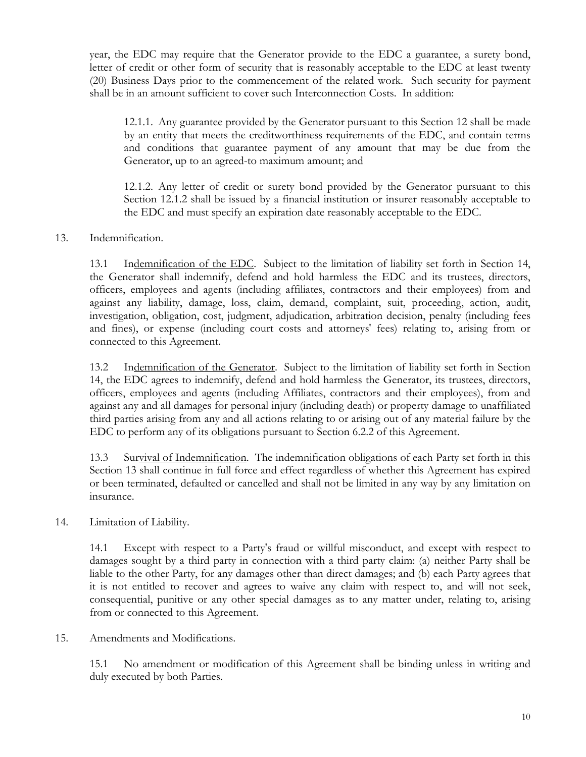year, the EDC may require that the Generator provide to the EDC a guarantee, a surety bond, letter of credit or other form of security that is reasonably acceptable to the EDC at least twenty (20) Business Days prior to the commencement of the related work. Such security for payment shall be in an amount sufficient to cover such Interconnection Costs. In addition:

> 12.1.1. Any guarantee provided by the Generator pursuant to this Section 12 shall be made by an entity that meets the creditworthiness requirements of the EDC, and contain terms and conditions that guarantee payment of any amount that may be due from the Generator, up to an agreed-to maximum amount; and
>
> 12.1.2. Any letter of credit or surety bond provided by the Generator pursuant to this Section 12.1.2 shall be issued by a financial institution or insurer reasonably acceptable to the EDC and must specify an expiration date reasonably acceptable to the EDC.

13. Indemnification.

13.1 Indemnification of the EDC. Subject to the limitation of liability set forth in Section 14, the Generator shall indemnify, defend and hold harmless the EDC and its trustees, directors, officers, employees and agents (including affiliates, contractors and their employees) from and against any liability, damage, loss, claim, demand, complaint, suit, proceeding, action, audit, investigation, obligation, cost, judgment, adjudication, arbitration decision, penalty (including fees and fines), or expense (including court costs and attorneys' fees) relating to, arising from or connected to this Agreement.

13.2 Indemnification of the Generator. Subject to the limitation of liability set forth in Section 14, the EDC agrees to indemnify, defend and hold harmless the Generator, its trustees, directors, officers, employees and agents (including Affiliates, contractors and their employees), from and against any and all damages for personal injury (including death) or property damage to unaffiliated third parties arising from any and all actions relating to or arising out of any material failure by the EDC to perform any of its obligations pursuant to Section 6.2.2 of this Agreement.

13.3 Survival of Indemnification. The indemnification obligations of each Party set forth in this Section 13 shall continue in full force and effect regardless of whether this Agreement has expired or been terminated, defaulted or cancelled and shall not be limited in any way by any limitation on insurance.

14. Limitation of Liability.

14.1 Except with respect to a Party's fraud or willful misconduct, and except with respect to damages sought by a third party in connection with a third party claim: (a) neither Party shall be liable to the other Party, for any damages other than direct damages; and (b) each Party agrees that it is not entitled to recover and agrees to waive any claim with respect to, and will not seek, consequential, punitive or any other special damages as to any matter under, relating to, arising from or connected to this Agreement.

15. Amendments and Modifications.

15.1 No amendment or modification of this Agreement shall be binding unless in writing and duly executed by both Parties.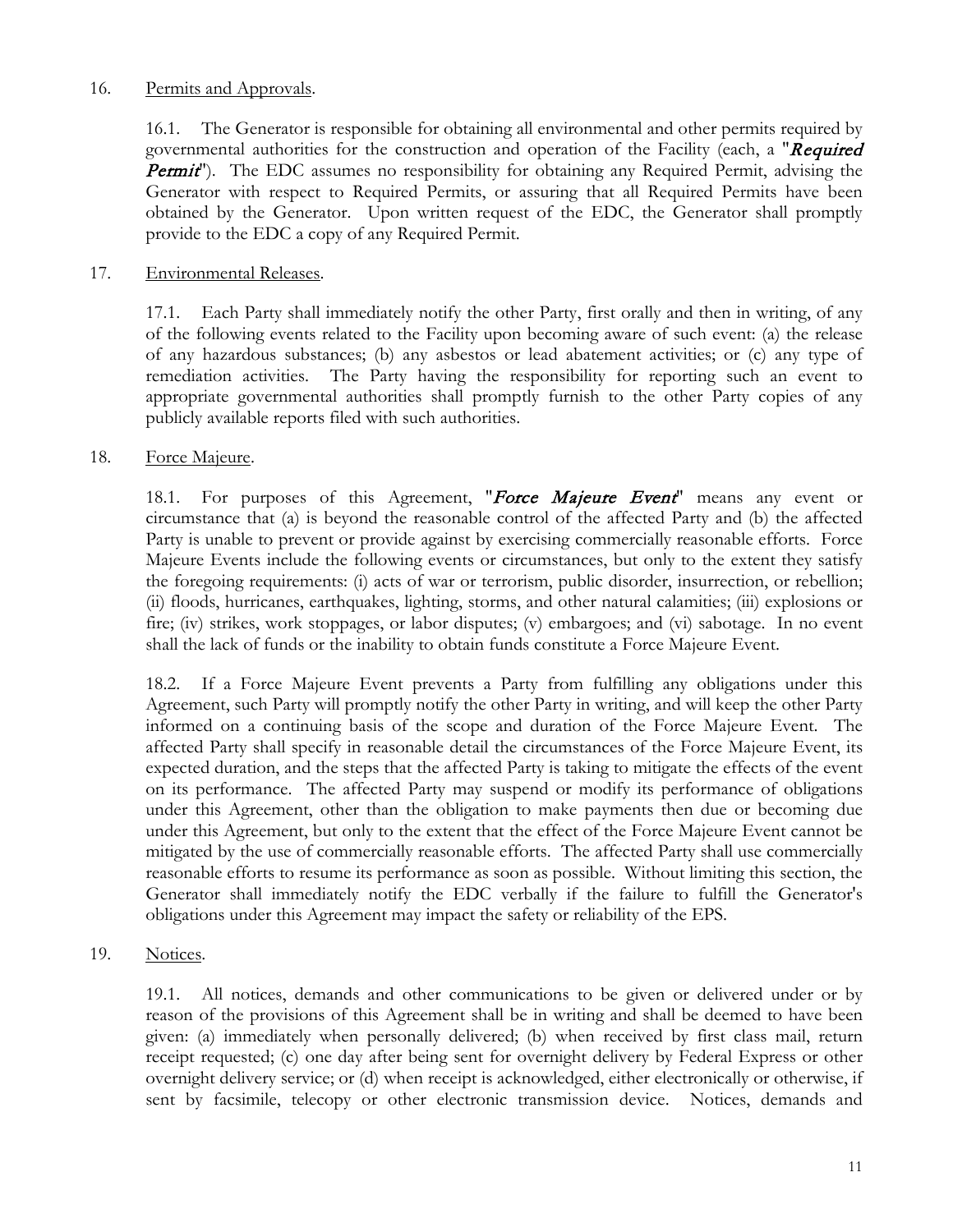16. Permits and Approvals.

16.1. The Generator is responsible for obtaining all environmental and other permits required by governmental authorities for the construction and operation of the Facility (each, a "***Required Permit***"). The EDC assumes no responsibility for obtaining any Required Permit, advising the Generator with respect to Required Permits, or assuring that all Required Permits have been obtained by the Generator. Upon written request of the EDC, the Generator shall promptly provide to the EDC a copy of any Required Permit.

17. Environmental Releases.

17.1. Each Party shall immediately notify the other Party, first orally and then in writing, of any of the following events related to the Facility upon becoming aware of such event: (a) the release of any hazardous substances; (b) any asbestos or lead abatement activities; or (c) any type of remediation activities. The Party having the responsibility for reporting such an event to appropriate governmental authorities shall promptly furnish to the other Party copies of any publicly available reports filed with such authorities.

18. Force Majeure.

18.1. For purposes of this Agreement, "***Force Majeure Event***" means any event or circumstance that (a) is beyond the reasonable control of the affected Party and (b) the affected Party is unable to prevent or provide against by exercising commercially reasonable efforts. Force Majeure Events include the following events or circumstances, but only to the extent they satisfy the foregoing requirements: (i) acts of war or terrorism, public disorder, insurrection, or rebellion; (ii) floods, hurricanes, earthquakes, lighting, storms, and other natural calamities; (iii) explosions or fire; (iv) strikes, work stoppages, or labor disputes; (v) embargoes; and (vi) sabotage. In no event shall the lack of funds or the inability to obtain funds constitute a Force Majeure Event.

18.2. If a Force Majeure Event prevents a Party from fulfilling any obligations under this Agreement, such Party will promptly notify the other Party in writing, and will keep the other Party informed on a continuing basis of the scope and duration of the Force Majeure Event. The affected Party shall specify in reasonable detail the circumstances of the Force Majeure Event, its expected duration, and the steps that the affected Party is taking to mitigate the effects of the event on its performance. The affected Party may suspend or modify its performance of obligations under this Agreement, other than the obligation to make payments then due or becoming due under this Agreement, but only to the extent that the effect of the Force Majeure Event cannot be mitigated by the use of commercially reasonable efforts. The affected Party shall use commercially reasonable efforts to resume its performance as soon as possible. Without limiting this section, the Generator shall immediately notify the EDC verbally if the failure to fulfill the Generator's obligations under this Agreement may impact the safety or reliability of the EPS.

19. Notices.

19.1. All notices, demands and other communications to be given or delivered under or by reason of the provisions of this Agreement shall be in writing and shall be deemed to have been given: (a) immediately when personally delivered; (b) when received by first class mail, return receipt requested; (c) one day after being sent for overnight delivery by Federal Express or other overnight delivery service; or (d) when receipt is acknowledged, either electronically or otherwise, if sent by facsimile, telecopy or other electronic transmission device. Notices, demands and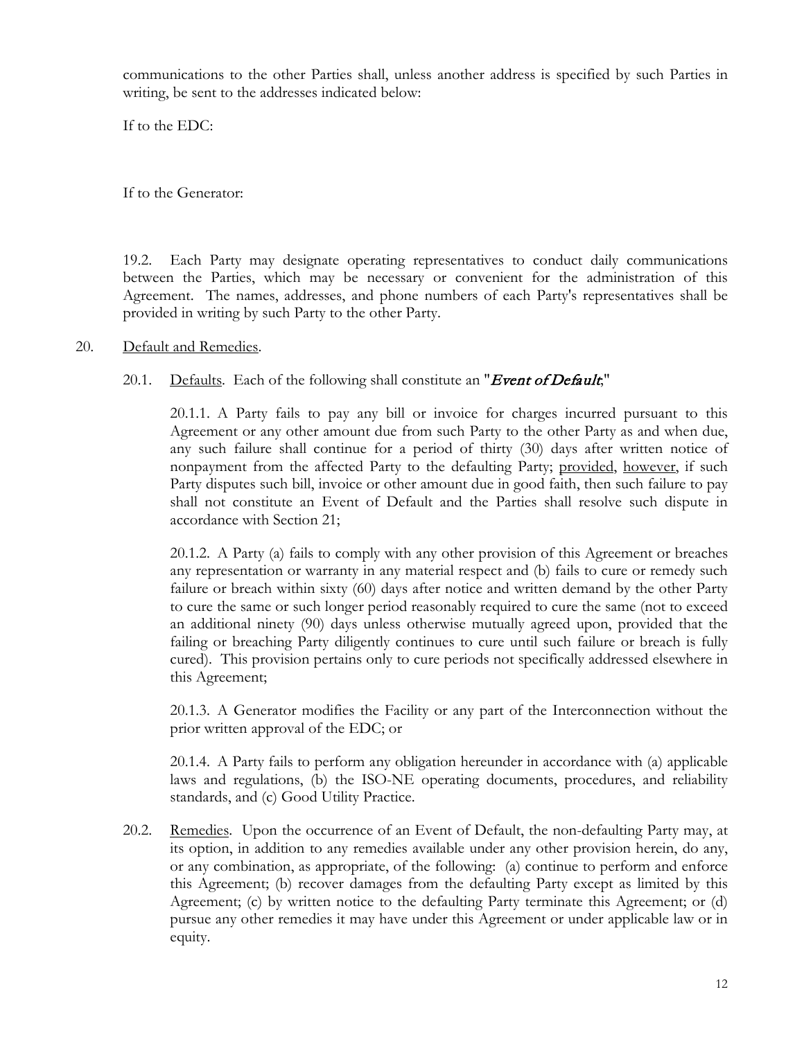communications to the other Parties shall, unless another address is specified by such Parties in writing, be sent to the addresses indicated below:

If to the EDC:

If to the Generator:

19.2. Each Party may designate operating representatives to conduct daily communications between the Parties, which may be necessary or convenient for the administration of this Agreement. The names, addresses, and phone numbers of each Party's representatives shall be provided in writing by such Party to the other Party.

20. Default and Remedies.

20.1. Defaults. Each of the following shall constitute an "*Event of Default*;"

20.1.1. A Party fails to pay any bill or invoice for charges incurred pursuant to this Agreement or any other amount due from such Party to the other Party as and when due, any such failure shall continue for a period of thirty (30) days after written notice of nonpayment from the affected Party to the defaulting Party; provided, however, if such Party disputes such bill, invoice or other amount due in good faith, then such failure to pay shall not constitute an Event of Default and the Parties shall resolve such dispute in accordance with Section 21;

20.1.2. A Party (a) fails to comply with any other provision of this Agreement or breaches any representation or warranty in any material respect and (b) fails to cure or remedy such failure or breach within sixty (60) days after notice and written demand by the other Party to cure the same or such longer period reasonably required to cure the same (not to exceed an additional ninety (90) days unless otherwise mutually agreed upon, provided that the failing or breaching Party diligently continues to cure until such failure or breach is fully cured). This provision pertains only to cure periods not specifically addressed elsewhere in this Agreement;

20.1.3. A Generator modifies the Facility or any part of the Interconnection without the prior written approval of the EDC; or

20.1.4. A Party fails to perform any obligation hereunder in accordance with (a) applicable laws and regulations, (b) the ISO-NE operating documents, procedures, and reliability standards, and (c) Good Utility Practice.

20.2. Remedies. Upon the occurrence of an Event of Default, the non-defaulting Party may, at its option, in addition to any remedies available under any other provision herein, do any, or any combination, as appropriate, of the following: (a) continue to perform and enforce this Agreement; (b) recover damages from the defaulting Party except as limited by this Agreement; (c) by written notice to the defaulting Party terminate this Agreement; or (d) pursue any other remedies it may have under this Agreement or under applicable law or in equity.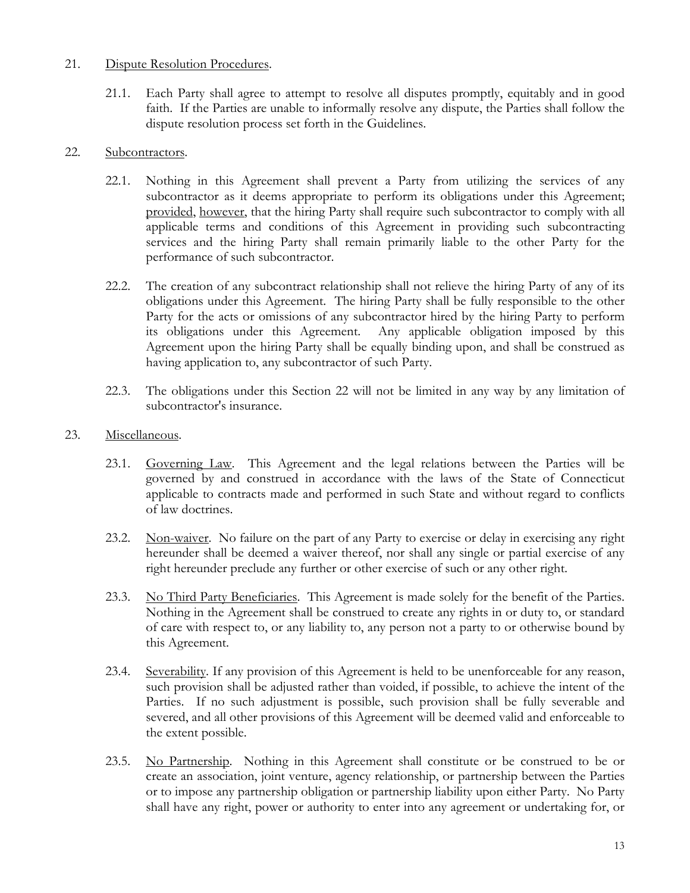21. Dispute Resolution Procedures.

   21.1. Each Party shall agree to attempt to resolve all disputes promptly, equitably and in good faith. If the Parties are unable to informally resolve any dispute, the Parties shall follow the dispute resolution process set forth in the Guidelines.

22. Subcontractors.

   22.1. Nothing in this Agreement shall prevent a Party from utilizing the services of any subcontractor as it deems appropriate to perform its obligations under this Agreement; provided, however, that the hiring Party shall require such subcontractor to comply with all applicable terms and conditions of this Agreement in providing such subcontracting services and the hiring Party shall remain primarily liable to the other Party for the performance of such subcontractor.

   22.2. The creation of any subcontract relationship shall not relieve the hiring Party of any of its obligations under this Agreement. The hiring Party shall be fully responsible to the other Party for the acts or omissions of any subcontractor hired by the hiring Party to perform its obligations under this Agreement. Any applicable obligation imposed by this Agreement upon the hiring Party shall be equally binding upon, and shall be construed as having application to, any subcontractor of such Party.

   22.3. The obligations under this Section 22 will not be limited in any way by any limitation of subcontractor's insurance.

23. Miscellaneous.

   23.1. Governing Law. This Agreement and the legal relations between the Parties will be governed by and construed in accordance with the laws of the State of Connecticut applicable to contracts made and performed in such State and without regard to conflicts of law doctrines.

   23.2. Non-waiver. No failure on the part of any Party to exercise or delay in exercising any right hereunder shall be deemed a waiver thereof, nor shall any single or partial exercise of any right hereunder preclude any further or other exercise of such or any other right.

   23.3. No Third Party Beneficiaries. This Agreement is made solely for the benefit of the Parties. Nothing in the Agreement shall be construed to create any rights in or duty to, or standard of care with respect to, or any liability to, any person not a party to or otherwise bound by this Agreement.

   23.4. Severability. If any provision of this Agreement is held to be unenforceable for any reason, such provision shall be adjusted rather than voided, if possible, to achieve the intent of the Parties. If no such adjustment is possible, such provision shall be fully severable and severed, and all other provisions of this Agreement will be deemed valid and enforceable to the extent possible.

   23.5. No Partnership. Nothing in this Agreement shall constitute or be construed to be or create an association, joint venture, agency relationship, or partnership between the Parties or to impose any partnership obligation or partnership liability upon either Party. No Party shall have any right, power or authority to enter into any agreement or undertaking for, or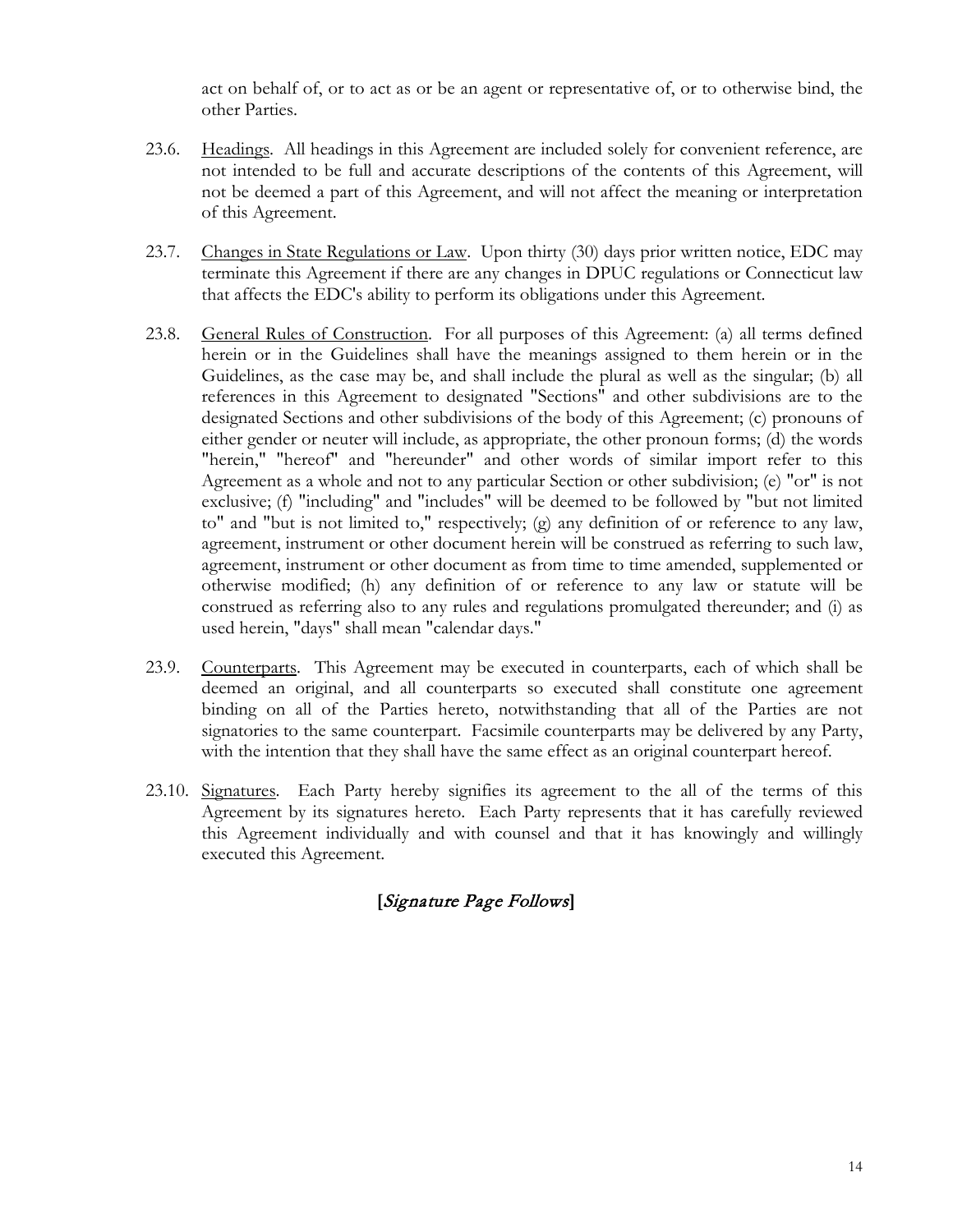act on behalf of, or to act as or be an agent or representative of, or to otherwise bind, the other Parties.

23.6. Headings. All headings in this Agreement are included solely for convenient reference, are not intended to be full and accurate descriptions of the contents of this Agreement, will not be deemed a part of this Agreement, and will not affect the meaning or interpretation of this Agreement.

23.7. Changes in State Regulations or Law. Upon thirty (30) days prior written notice, EDC may terminate this Agreement if there are any changes in DPUC regulations or Connecticut law that affects the EDC's ability to perform its obligations under this Agreement.

23.8. General Rules of Construction. For all purposes of this Agreement: (a) all terms defined herein or in the Guidelines shall have the meanings assigned to them herein or in the Guidelines, as the case may be, and shall include the plural as well as the singular; (b) all references in this Agreement to designated "Sections" and other subdivisions are to the designated Sections and other subdivisions of the body of this Agreement; (c) pronouns of either gender or neuter will include, as appropriate, the other pronoun forms; (d) the words "herein," "hereof" and "hereunder" and other words of similar import refer to this Agreement as a whole and not to any particular Section or other subdivision; (e) "or" is not exclusive; (f) "including" and "includes" will be deemed to be followed by "but not limited to" and "but is not limited to," respectively; (g) any definition of or reference to any law, agreement, instrument or other document herein will be construed as referring to such law, agreement, instrument or other document as from time to time amended, supplemented or otherwise modified; (h) any definition of or reference to any law or statute will be construed as referring also to any rules and regulations promulgated thereunder; and (i) as used herein, "days" shall mean "calendar days."

23.9. Counterparts. This Agreement may be executed in counterparts, each of which shall be deemed an original, and all counterparts so executed shall constitute one agreement binding on all of the Parties hereto, notwithstanding that all of the Parties are not signatories to the same counterpart. Facsimile counterparts may be delivered by any Party, with the intention that they shall have the same effect as an original counterpart hereof.

23.10. Signatures. Each Party hereby signifies its agreement to the all of the terms of this Agreement by its signatures hereto. Each Party represents that it has carefully reviewed this Agreement individually and with counsel and that it has knowingly and willingly executed this Agreement.

**[*Signature Page Follows*]**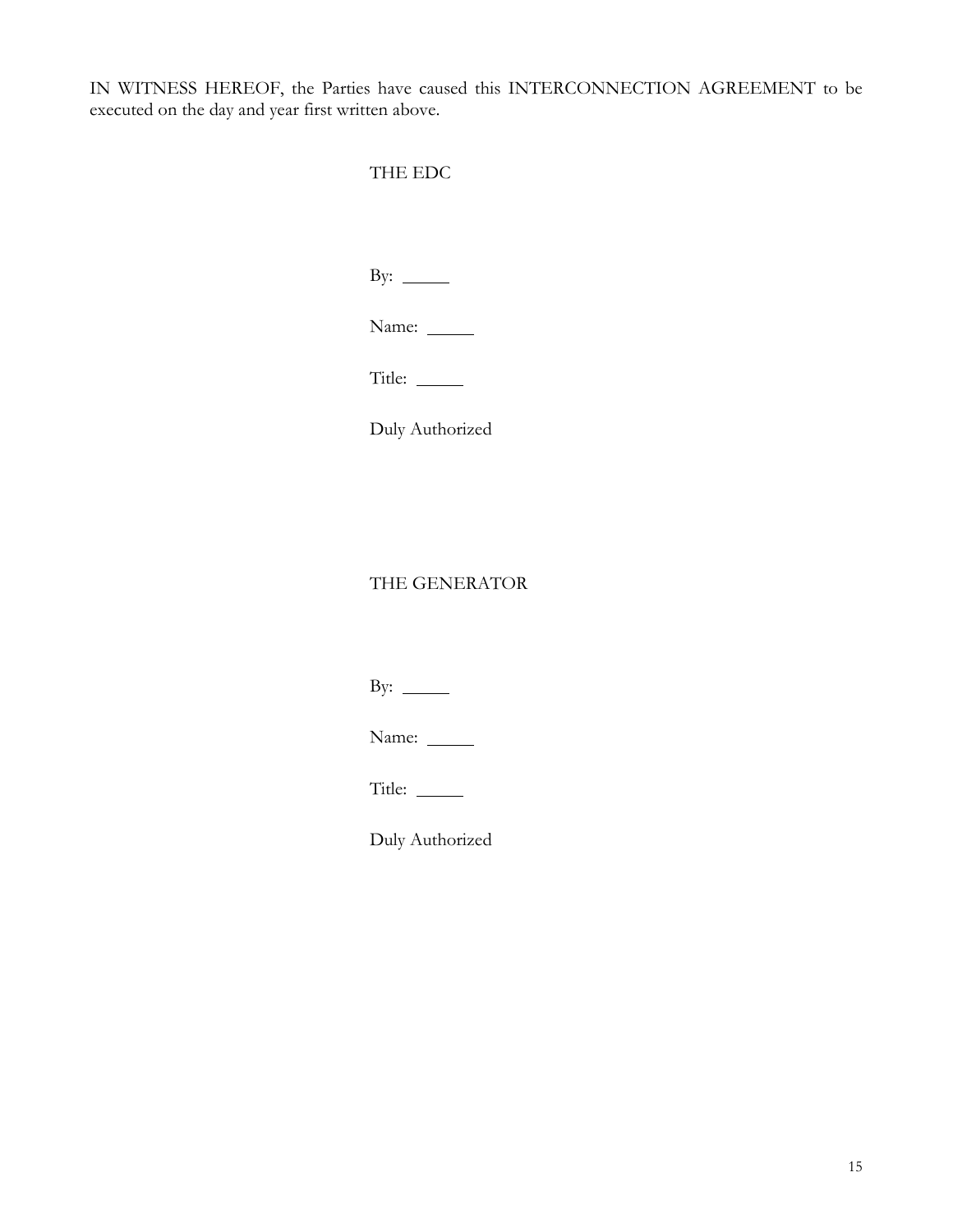IN WITNESS HEREOF, the Parties have caused this INTERCONNECTION AGREEMENT to be executed on the day and year first written above.

THE EDC

By: ______

Name: ______

Title: ______

Duly Authorized

THE GENERATOR

By: ______

Name: ______

Title: ______

Duly Authorized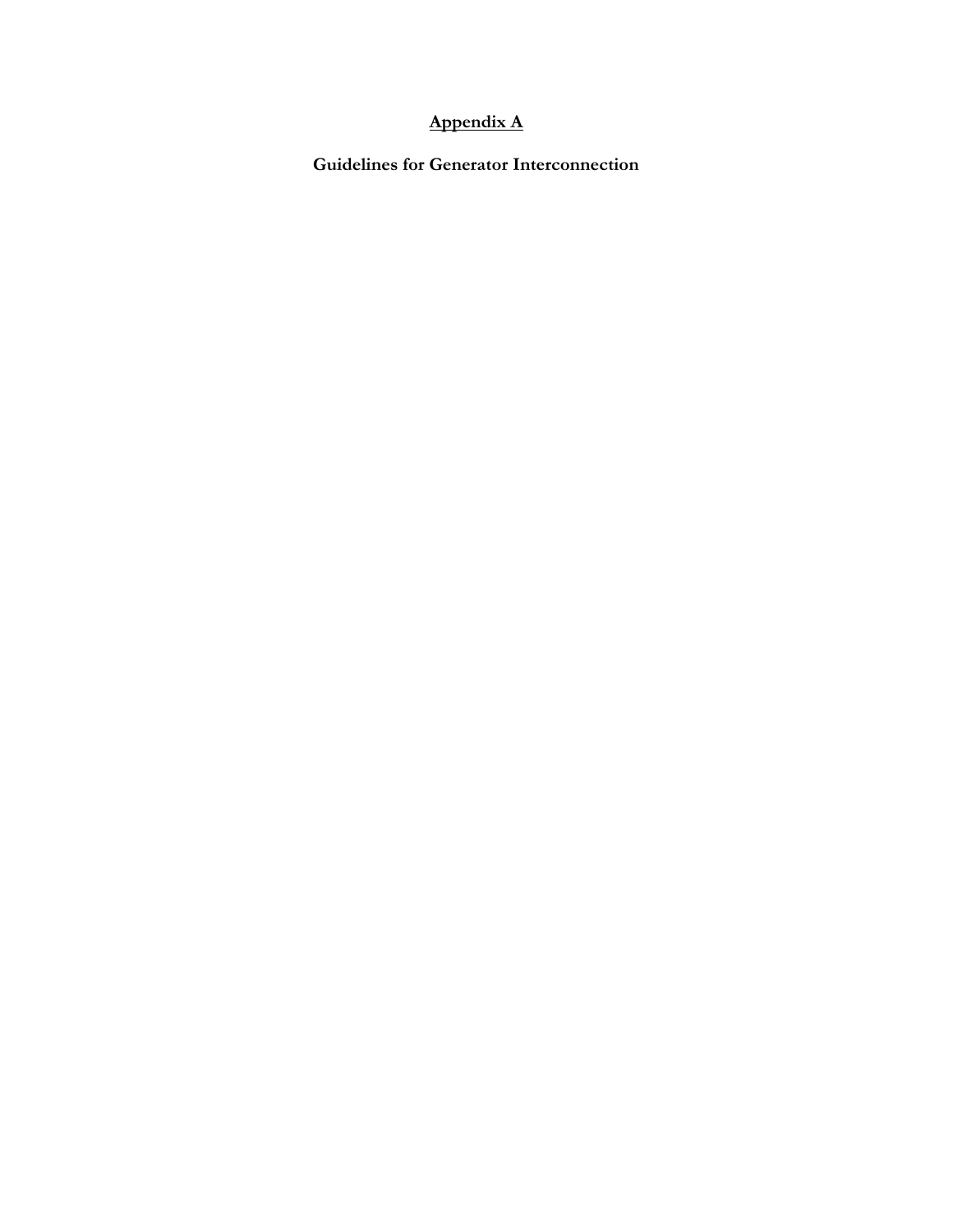# Appendix A

## Guidelines for Generator Interconnection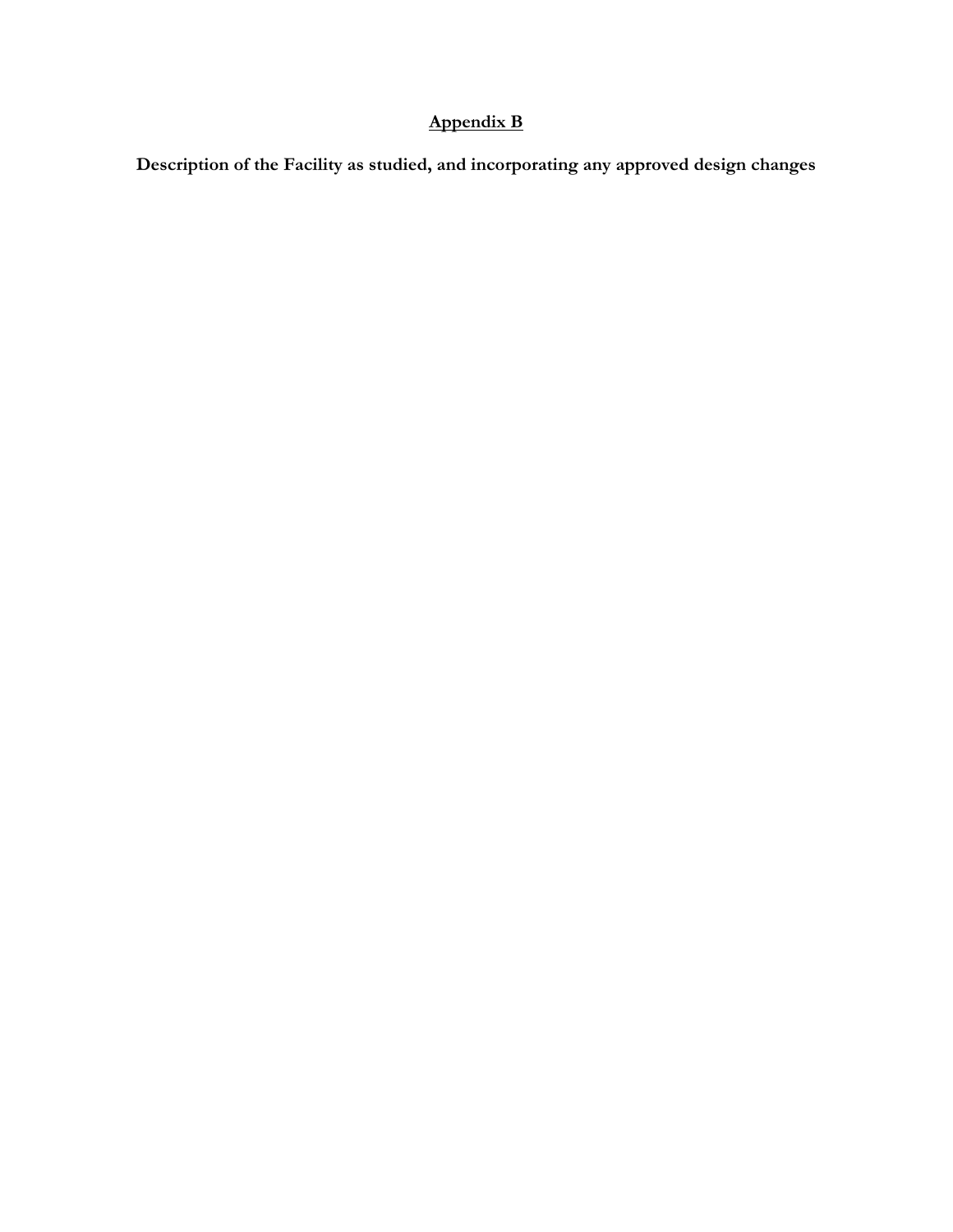# Appendix B

**Description of the Facility as studied, and incorporating any approved design changes**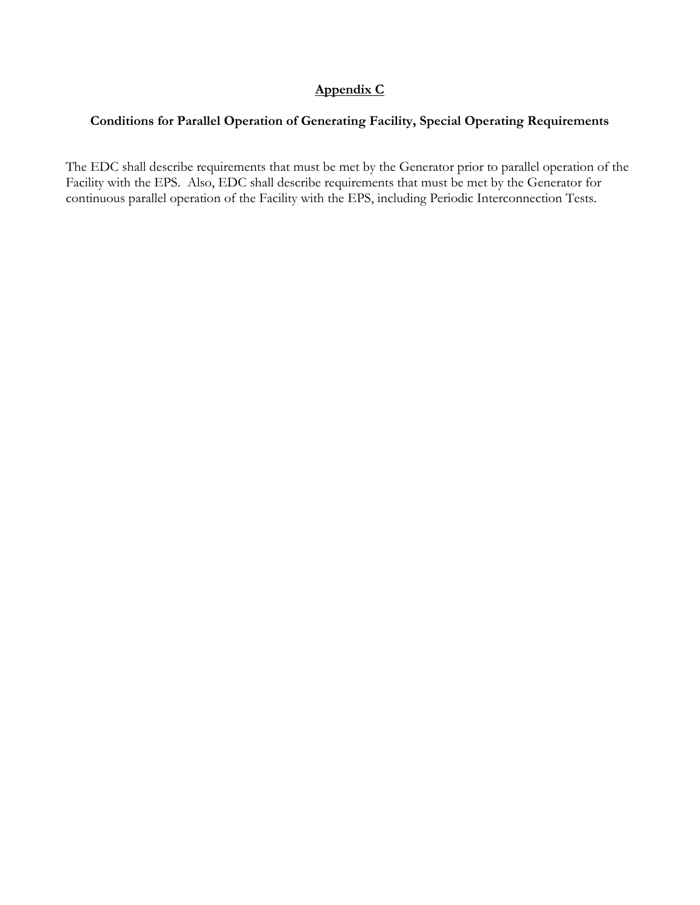# Appendix C

## Conditions for Parallel Operation of Generating Facility, Special Operating Requirements

The EDC shall describe requirements that must be met by the Generator prior to parallel operation of the Facility with the EPS. Also, EDC shall describe requirements that must be met by the Generator for continuous parallel operation of the Facility with the EPS, including Periodic Interconnection Tests.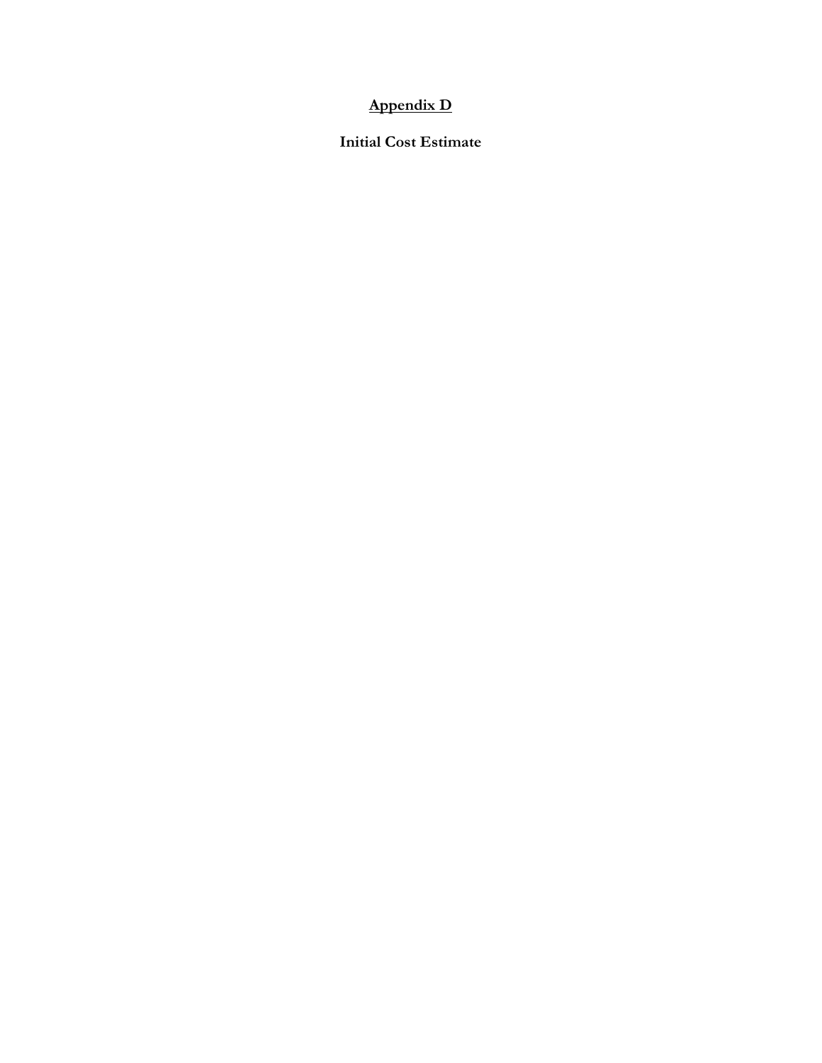# Appendix D

## Initial Cost Estimate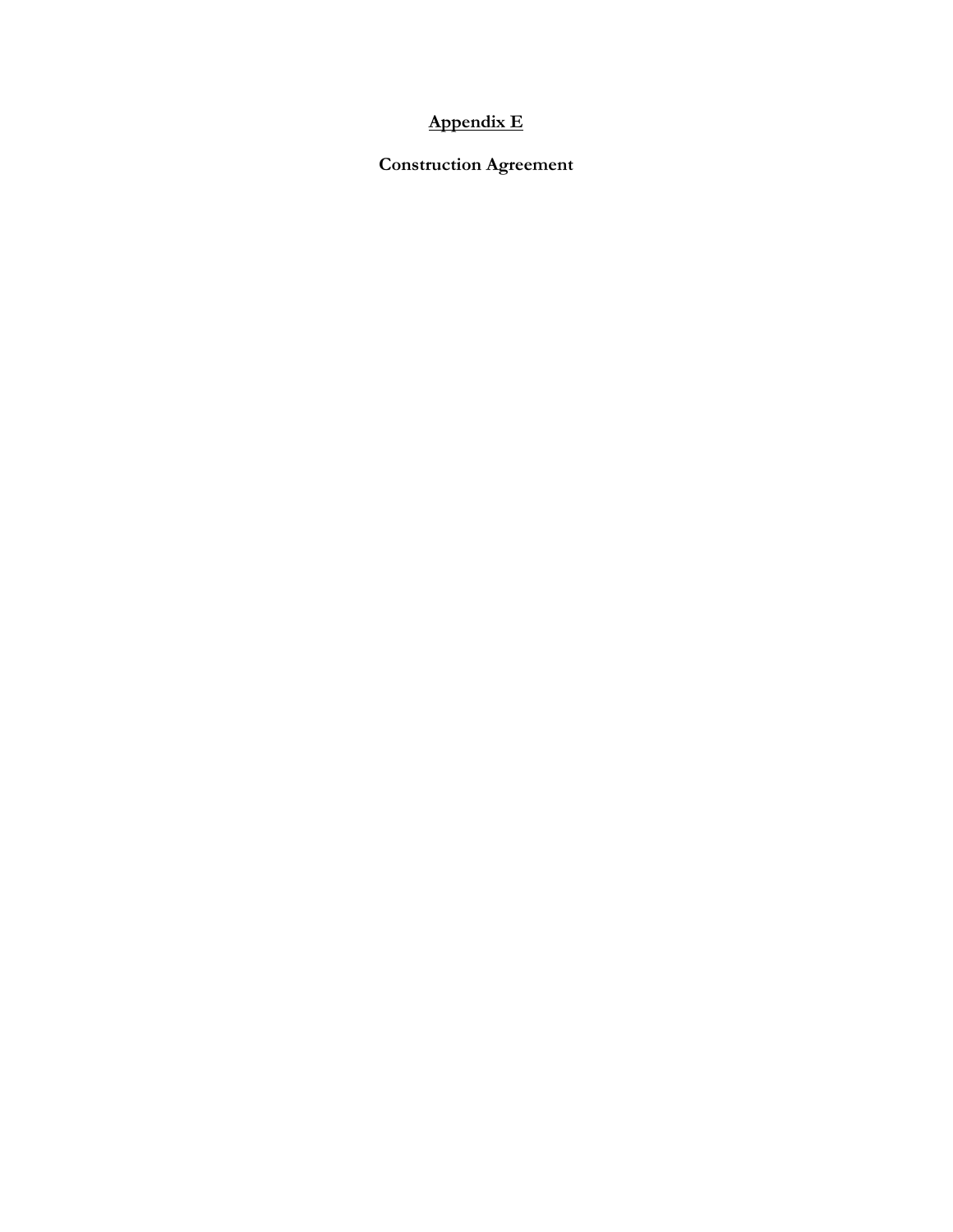# <u>Appendix E</u>

## Construction Agreement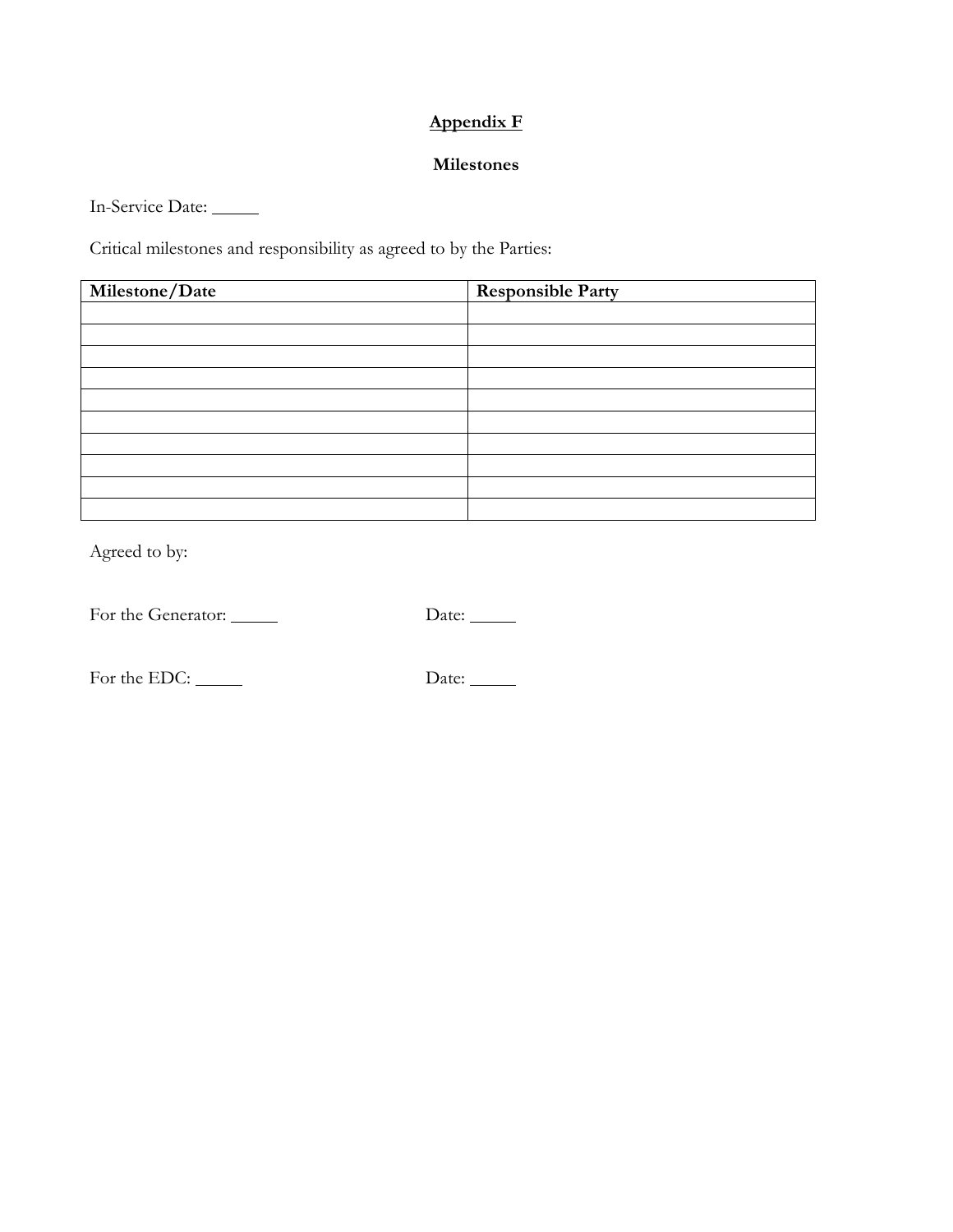# Appendix F

## Milestones

In-Service Date: _____

Critical milestones and responsibility as agreed to by the Parties:

| Milestone/Date | Responsible Party |
|---|---|
| | |
| | |
| | |
| | |
| | |
| | |
| | |
| | |
| | |
| | |

Agreed to by:

For the Generator: _____ Date: _____

For the EDC: _____ Date: _____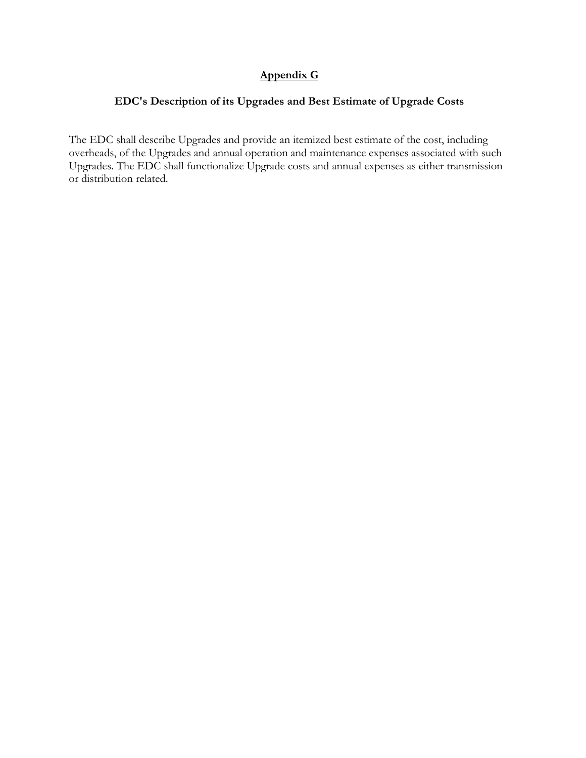## Appendix G

### EDC's Description of its Upgrades and Best Estimate of Upgrade Costs

The EDC shall describe Upgrades and provide an itemized best estimate of the cost, including overheads, of the Upgrades and annual operation and maintenance expenses associated with such Upgrades. The EDC shall functionalize Upgrade costs and annual expenses as either transmission or distribution related.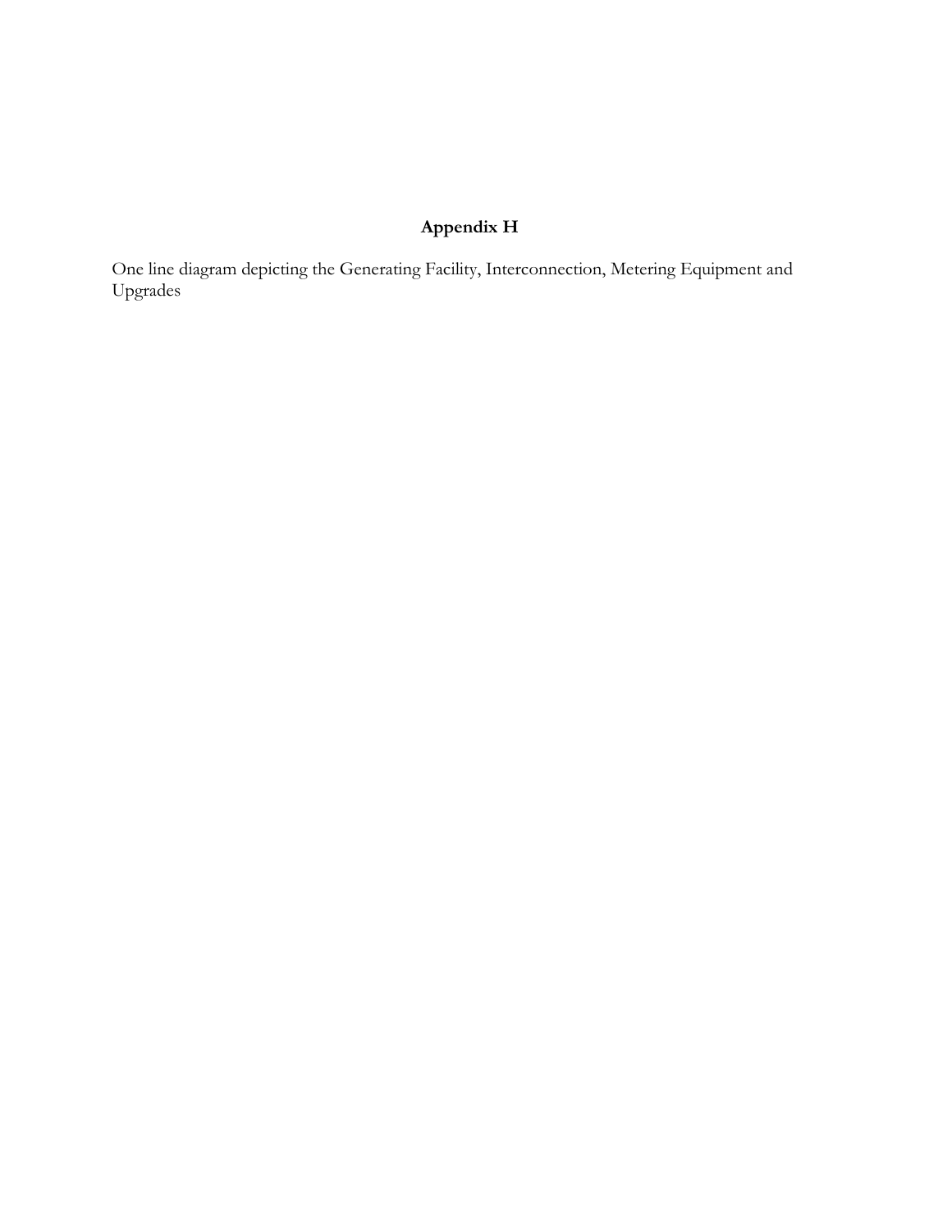# Appendix H

One line diagram depicting the Generating Facility, Interconnection, Metering Equipment and Upgrades